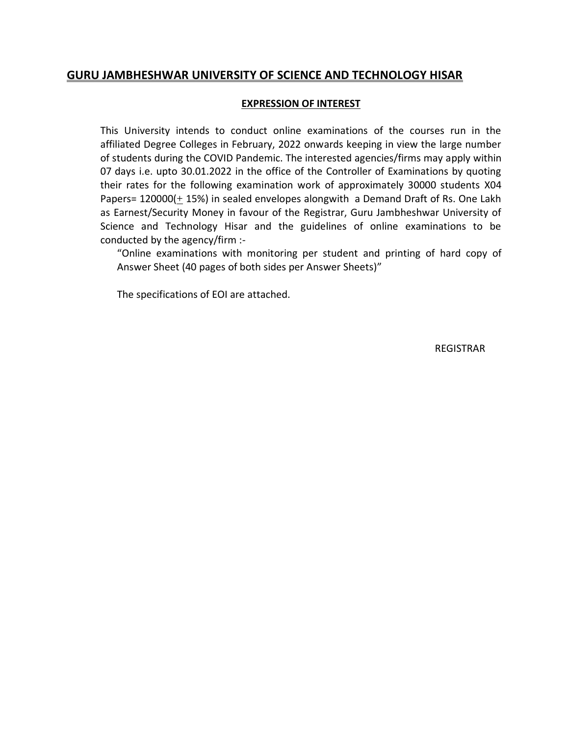# GURU JAMBHESHWAR UNIVERSITY OF SCIENCE AND TECHNOLOGY HISAR

## EXPRESSION OF INTEREST

This University intends to conduct online examinations of the courses run in the affiliated Degree Colleges in February, 2022 onwards keeping in view the large number of students during the COVID Pandemic. The interested agencies/firms may apply within 07 days i.e. upto 30.01.2022 in the office of the Controller of Examinations by quoting their rates for the following examination work of approximately 30000 students X04 Papers= 120000(± 15%) in sealed envelopes alongwith a Demand Draft of Rs. One Lakh as Earnest/Security Money in favour of the Registrar, Guru Jambheshwar University of Science and Technology Hisar and the guidelines of online examinations to be conducted by the agency/firm :-

"Online examinations with monitoring per student and printing of hard copy of Answer Sheet (40 pages of both sides per Answer Sheets)"

The specifications of EOI are attached.

REGISTRAR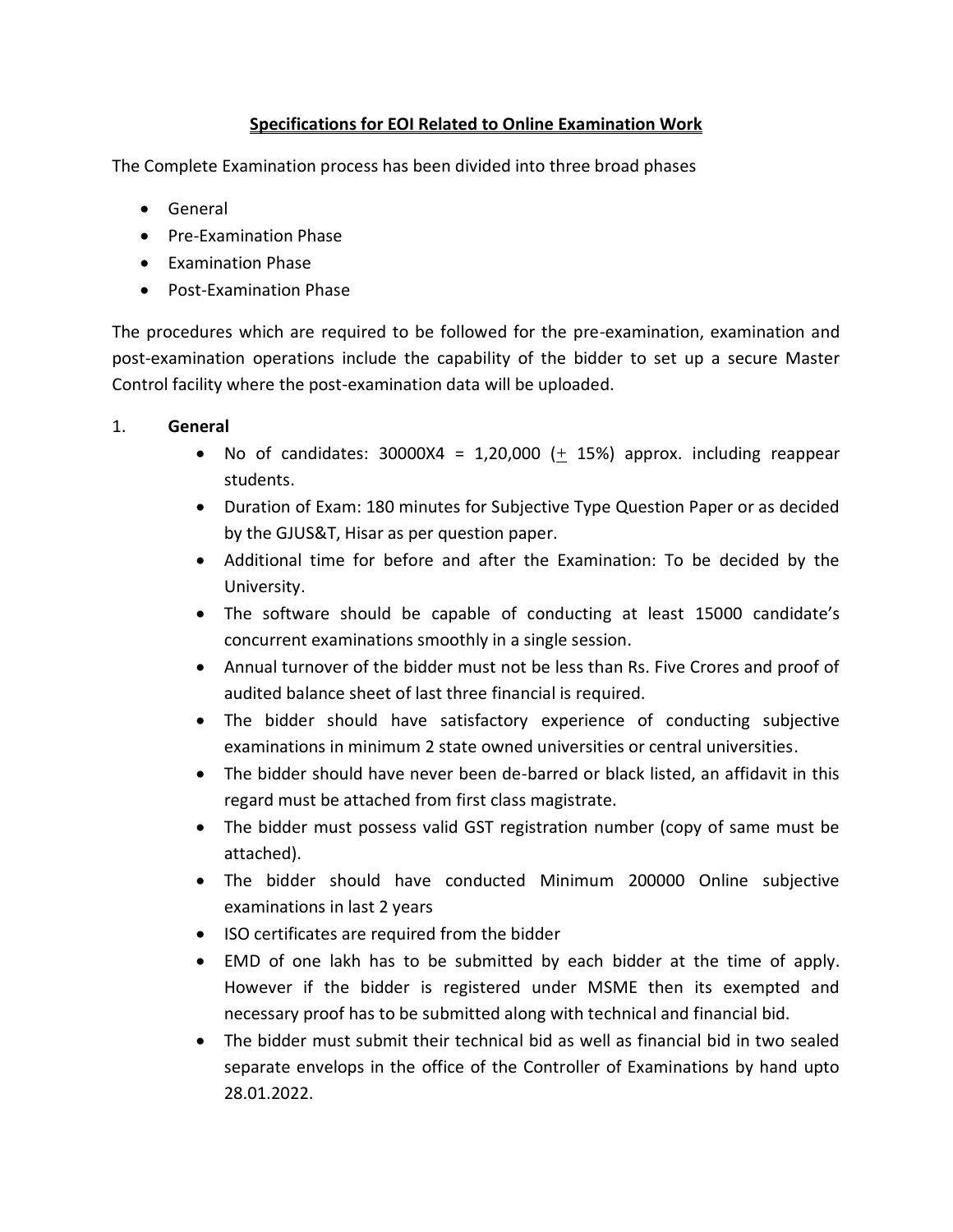## Specifications for EOI Related to Online Examination Work

The Complete Examination process has been divided into three broad phases

- General
- Pre-Examination Phase
- Examination Phase
- Post-Examination Phase

The procedures which are required to be followed for the pre-examination, examination and post-examination operations include the capability of the bidder to set up a secure Master Control facility where the post-examination data will be uploaded.

1. **General**
   - No of candidates: 30000X4 = 1,20,000 (± 15%) approx. including reappear students.
   - Duration of Exam: 180 minutes for Subjective Type Question Paper or as decided by the GJUS&T, Hisar as per question paper.
   - Additional time for before and after the Examination: To be decided by the University.
   - The software should be capable of conducting at least 15000 candidate's concurrent examinations smoothly in a single session.
   - Annual turnover of the bidder must not be less than Rs. Five Crores and proof of audited balance sheet of last three financial is required.
   - The bidder should have satisfactory experience of conducting subjective examinations in minimum 2 state owned universities or central universities.
   - The bidder should have never been de-barred or black listed, an affidavit in this regard must be attached from first class magistrate.
   - The bidder must possess valid GST registration number (copy of same must be attached).
   - The bidder should have conducted Minimum 200000 Online subjective examinations in last 2 years
   - ISO certificates are required from the bidder
   - EMD of one lakh has to be submitted by each bidder at the time of apply. However if the bidder is registered under MSME then its exempted and necessary proof has to be submitted along with technical and financial bid.
   - The bidder must submit their technical bid as well as financial bid in two sealed separate envelops in the office of the Controller of Examinations by hand upto 28.01.2022.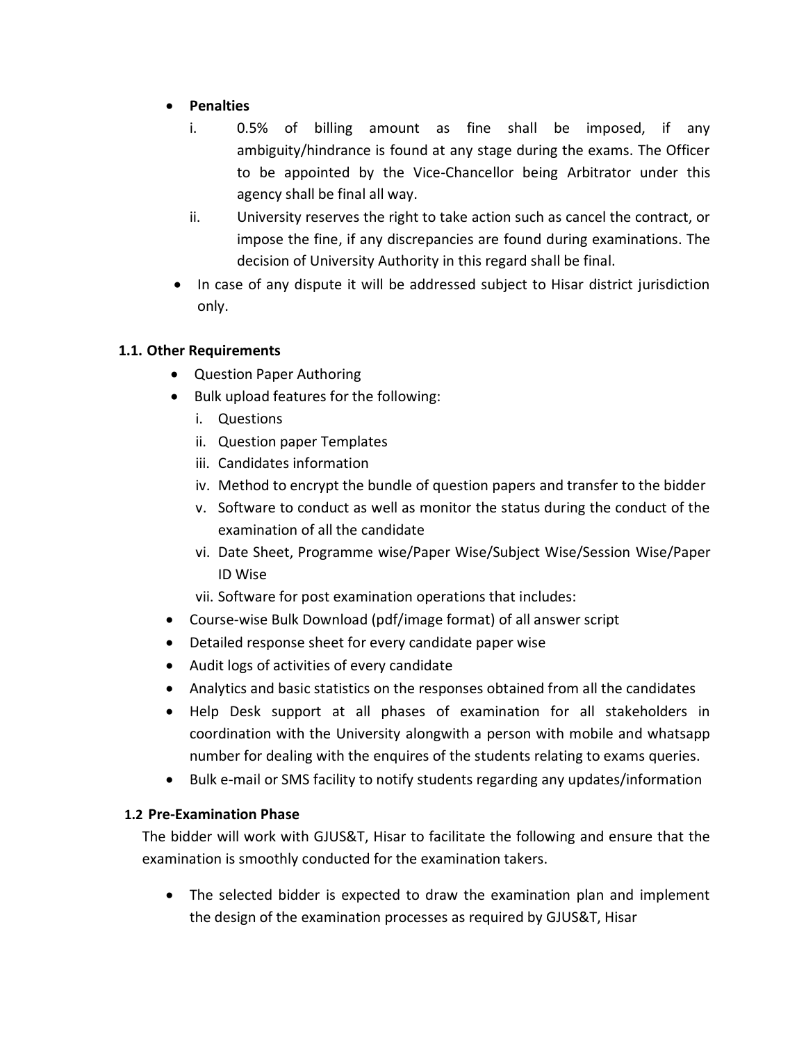- **Penalties**
  i. 0.5% of billing amount as fine shall be imposed, if any ambiguity/hindrance is found at any stage during the exams. The Officer to be appointed by the Vice-Chancellor being Arbitrator under this agency shall be final all way.
  ii. University reserves the right to take action such as cancel the contract, or impose the fine, if any discrepancies are found during examinations. The decision of University Authority in this regard shall be final.
- In case of any dispute it will be addressed subject to Hisar district jurisdiction only.

### 1.1. Other Requirements

- Question Paper Authoring
- Bulk upload features for the following:
  i. Questions
  ii. Question paper Templates
  iii. Candidates information
  iv. Method to encrypt the bundle of question papers and transfer to the bidder
  v. Software to conduct as well as monitor the status during the conduct of the examination of all the candidate
  vi. Date Sheet, Programme wise/Paper Wise/Subject Wise/Session Wise/Paper ID Wise
  vii. Software for post examination operations that includes:
- Course-wise Bulk Download (pdf/image format) of all answer script
- Detailed response sheet for every candidate paper wise
- Audit logs of activities of every candidate
- Analytics and basic statistics on the responses obtained from all the candidates
- Help Desk support at all phases of examination for all stakeholders in coordination with the University alongwith a person with mobile and whatsapp number for dealing with the enquires of the students relating to exams queries.
- Bulk e-mail or SMS facility to notify students regarding any updates/information

### 1.2 Pre-Examination Phase

The bidder will work with GJUS&T, Hisar to facilitate the following and ensure that the examination is smoothly conducted for the examination takers.

- The selected bidder is expected to draw the examination plan and implement the design of the examination processes as required by GJUS&T, Hisar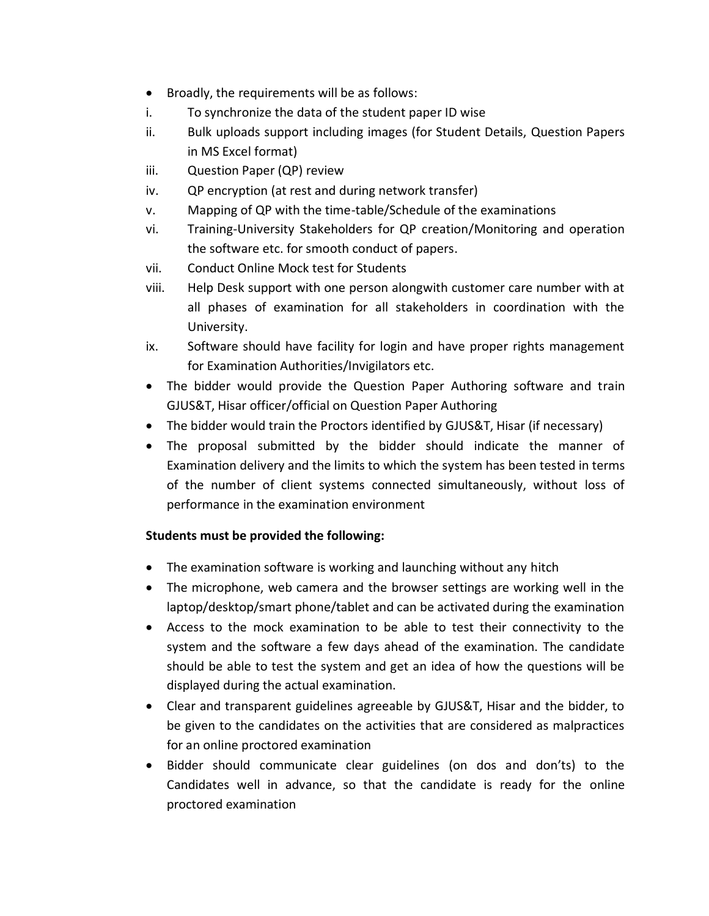- Broadly, the requirements will be as follows:

i. To synchronize the data of the student paper ID wise

ii. Bulk uploads support including images (for Student Details, Question Papers in MS Excel format)

iii. Question Paper (QP) review

iv. QP encryption (at rest and during network transfer)

v. Mapping of QP with the time-table/Schedule of the examinations

vi. Training-University Stakeholders for QP creation/Monitoring and operation the software etc. for smooth conduct of papers.

vii. Conduct Online Mock test for Students

viii. Help Desk support with one person alongwith customer care number with at all phases of examination for all stakeholders in coordination with the University.

ix. Software should have facility for login and have proper rights management for Examination Authorities/Invigilators etc.

- The bidder would provide the Question Paper Authoring software and train GJUS&T, Hisar officer/official on Question Paper Authoring
- The bidder would train the Proctors identified by GJUS&T, Hisar (if necessary)
- The proposal submitted by the bidder should indicate the manner of Examination delivery and the limits to which the system has been tested in terms of the number of client systems connected simultaneously, without loss of performance in the examination environment

**Students must be provided the following:**

- The examination software is working and launching without any hitch
- The microphone, web camera and the browser settings are working well in the laptop/desktop/smart phone/tablet and can be activated during the examination
- Access to the mock examination to be able to test their connectivity to the system and the software a few days ahead of the examination. The candidate should be able to test the system and get an idea of how the questions will be displayed during the actual examination.
- Clear and transparent guidelines agreeable by GJUS&T, Hisar and the bidder, to be given to the candidates on the activities that are considered as malpractices for an online proctored examination
- Bidder should communicate clear guidelines (on dos and don'ts) to the Candidates well in advance, so that the candidate is ready for the online proctored examination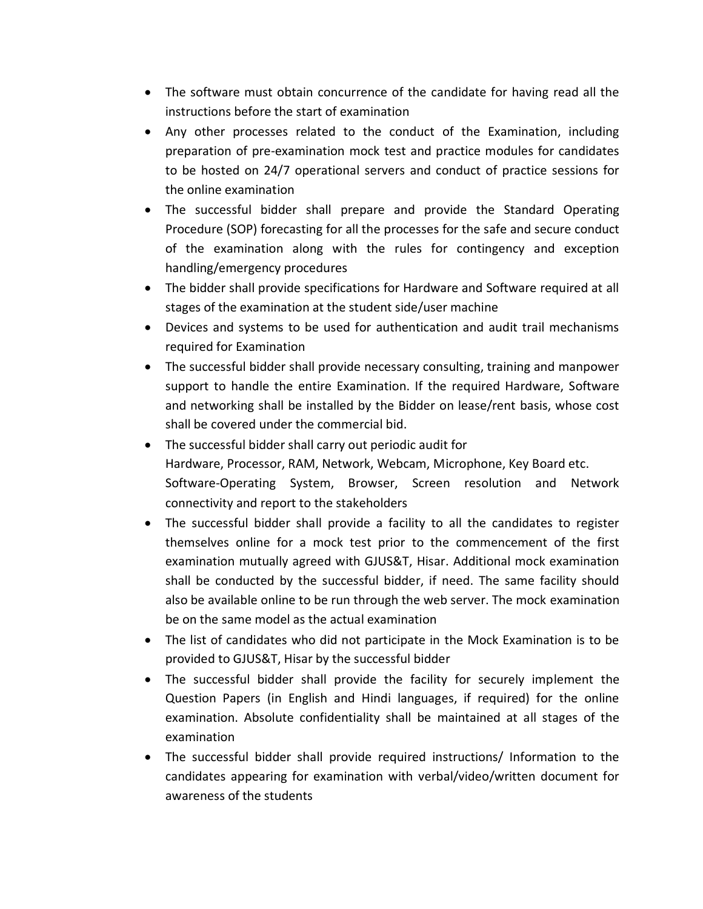- The software must obtain concurrence of the candidate for having read all the instructions before the start of examination
- Any other processes related to the conduct of the Examination, including preparation of pre-examination mock test and practice modules for candidates to be hosted on 24/7 operational servers and conduct of practice sessions for the online examination
- The successful bidder shall prepare and provide the Standard Operating Procedure (SOP) forecasting for all the processes for the safe and secure conduct of the examination along with the rules for contingency and exception handling/emergency procedures
- The bidder shall provide specifications for Hardware and Software required at all stages of the examination at the student side/user machine
- Devices and systems to be used for authentication and audit trail mechanisms required for Examination
- The successful bidder shall provide necessary consulting, training and manpower support to handle the entire Examination. If the required Hardware, Software and networking shall be installed by the Bidder on lease/rent basis, whose cost shall be covered under the commercial bid.
- The successful bidder shall carry out periodic audit for
  Hardware, Processor, RAM, Network, Webcam, Microphone, Key Board etc.
  Software-Operating System, Browser, Screen resolution and Network connectivity and report to the stakeholders
- The successful bidder shall provide a facility to all the candidates to register themselves online for a mock test prior to the commencement of the first examination mutually agreed with GJUS&T, Hisar. Additional mock examination shall be conducted by the successful bidder, if need. The same facility should also be available online to be run through the web server. The mock examination be on the same model as the actual examination
- The list of candidates who did not participate in the Mock Examination is to be provided to GJUS&T, Hisar by the successful bidder
- The successful bidder shall provide the facility for securely implement the Question Papers (in English and Hindi languages, if required) for the online examination. Absolute confidentiality shall be maintained at all stages of the examination
- The successful bidder shall provide required instructions/ Information to the candidates appearing for examination with verbal/video/written document for awareness of the students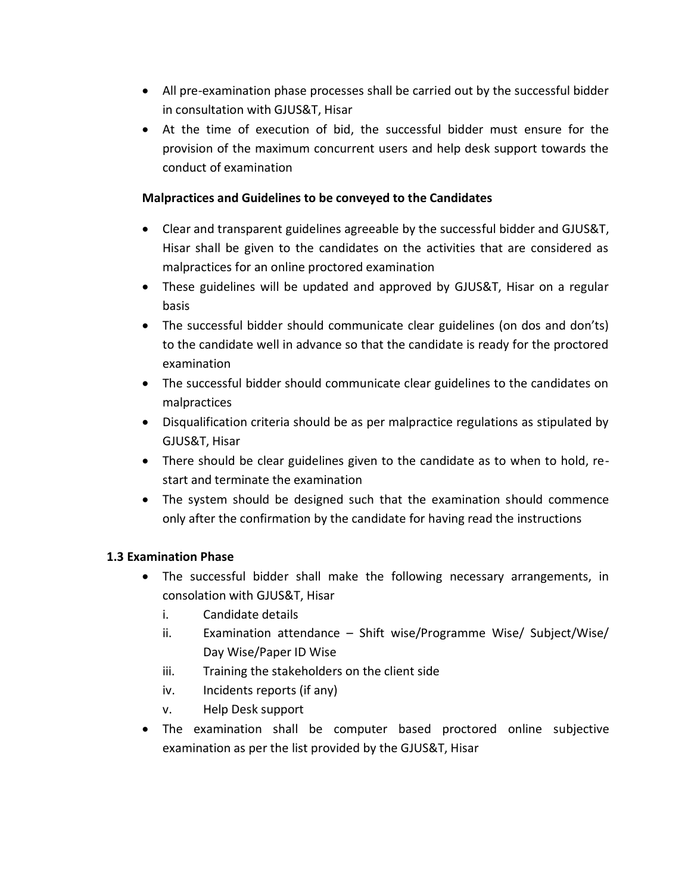- All pre-examination phase processes shall be carried out by the successful bidder in consultation with GJUS&T, Hisar
- At the time of execution of bid, the successful bidder must ensure for the provision of the maximum concurrent users and help desk support towards the conduct of examination

**Malpractices and Guidelines to be conveyed to the Candidates**

- Clear and transparent guidelines agreeable by the successful bidder and GJUS&T, Hisar shall be given to the candidates on the activities that are considered as malpractices for an online proctored examination
- These guidelines will be updated and approved by GJUS&T, Hisar on a regular basis
- The successful bidder should communicate clear guidelines (on dos and don'ts) to the candidate well in advance so that the candidate is ready for the proctored examination
- The successful bidder should communicate clear guidelines to the candidates on malpractices
- Disqualification criteria should be as per malpractice regulations as stipulated by GJUS&T, Hisar
- There should be clear guidelines given to the candidate as to when to hold, re-start and terminate the examination
- The system should be designed such that the examination should commence only after the confirmation by the candidate for having read the instructions

**1.3 Examination Phase**

- The successful bidder shall make the following necessary arrangements, in consolation with GJUS&T, Hisar
  - i. Candidate details
  - ii. Examination attendance – Shift wise/Programme Wise/ Subject/Wise/ Day Wise/Paper ID Wise
  - iii. Training the stakeholders on the client side
  - iv. Incidents reports (if any)
  - v. Help Desk support
- The examination shall be computer based proctored online subjective examination as per the list provided by the GJUS&T, Hisar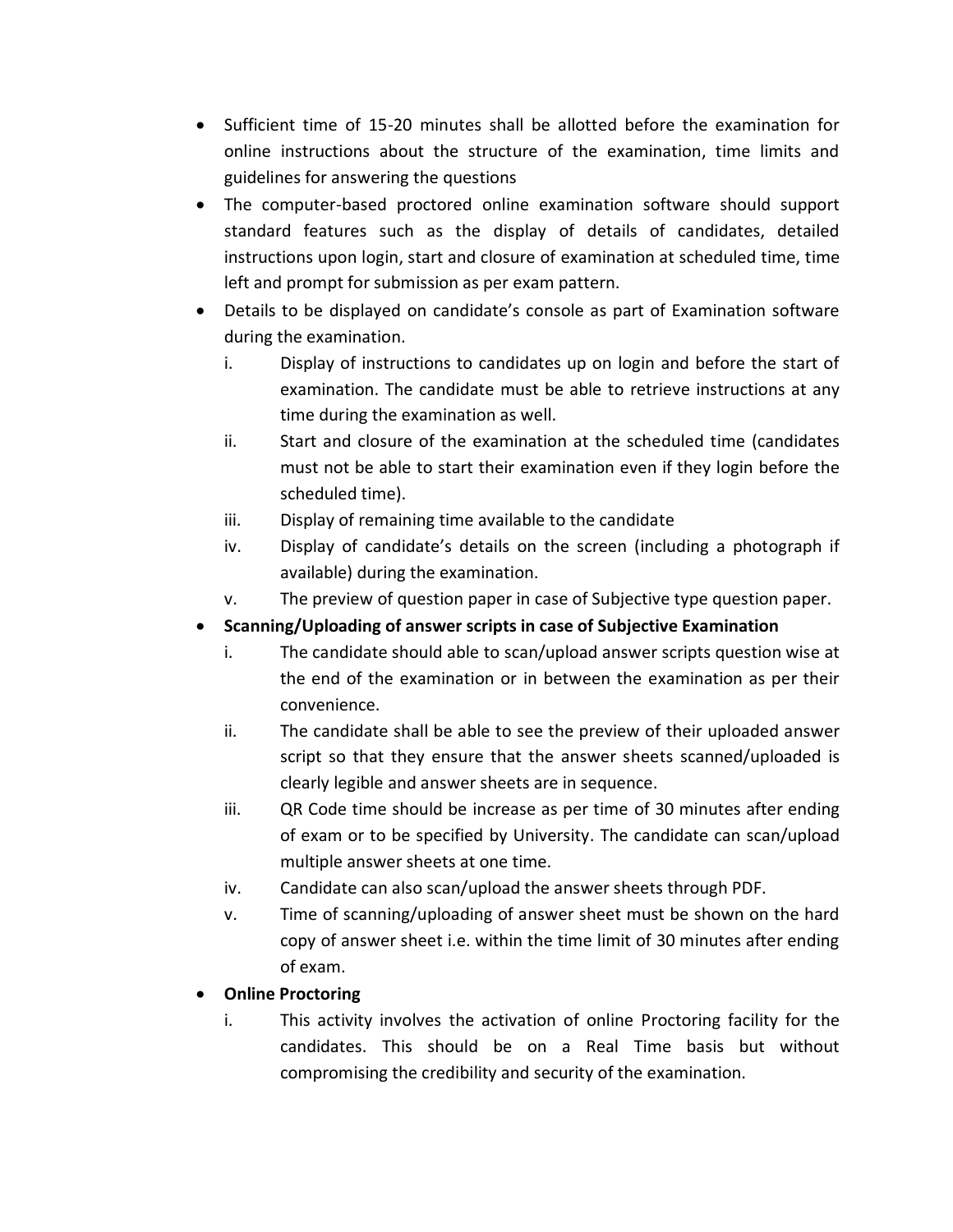- Sufficient time of 15-20 minutes shall be allotted before the examination for online instructions about the structure of the examination, time limits and guidelines for answering the questions
- The computer-based proctored online examination software should support standard features such as the display of details of candidates, detailed instructions upon login, start and closure of examination at scheduled time, time left and prompt for submission as per exam pattern.
- Details to be displayed on candidate's console as part of Examination software during the examination.
  1. Display of instructions to candidates up on login and before the start of examination. The candidate must be able to retrieve instructions at any time during the examination as well.
  2. Start and closure of the examination at the scheduled time (candidates must not be able to start their examination even if they login before the scheduled time).
  3. Display of remaining time available to the candidate
  4. Display of candidate's details on the screen (including a photograph if available) during the examination.
  5. The preview of question paper in case of Subjective type question paper.
- **Scanning/Uploading of answer scripts in case of Subjective Examination**
  1. The candidate should able to scan/upload answer scripts question wise at the end of the examination or in between the examination as per their convenience.
  2. The candidate shall be able to see the preview of their uploaded answer script so that they ensure that the answer sheets scanned/uploaded is clearly legible and answer sheets are in sequence.
  3. QR Code time should be increase as per time of 30 minutes after ending of exam or to be specified by University. The candidate can scan/upload multiple answer sheets at one time.
  4. Candidate can also scan/upload the answer sheets through PDF.
  5. Time of scanning/uploading of answer sheet must be shown on the hard copy of answer sheet i.e. within the time limit of 30 minutes after ending of exam.
- **Online Proctoring**
  1. This activity involves the activation of online Proctoring facility for the candidates. This should be on a Real Time basis but without compromising the credibility and security of the examination.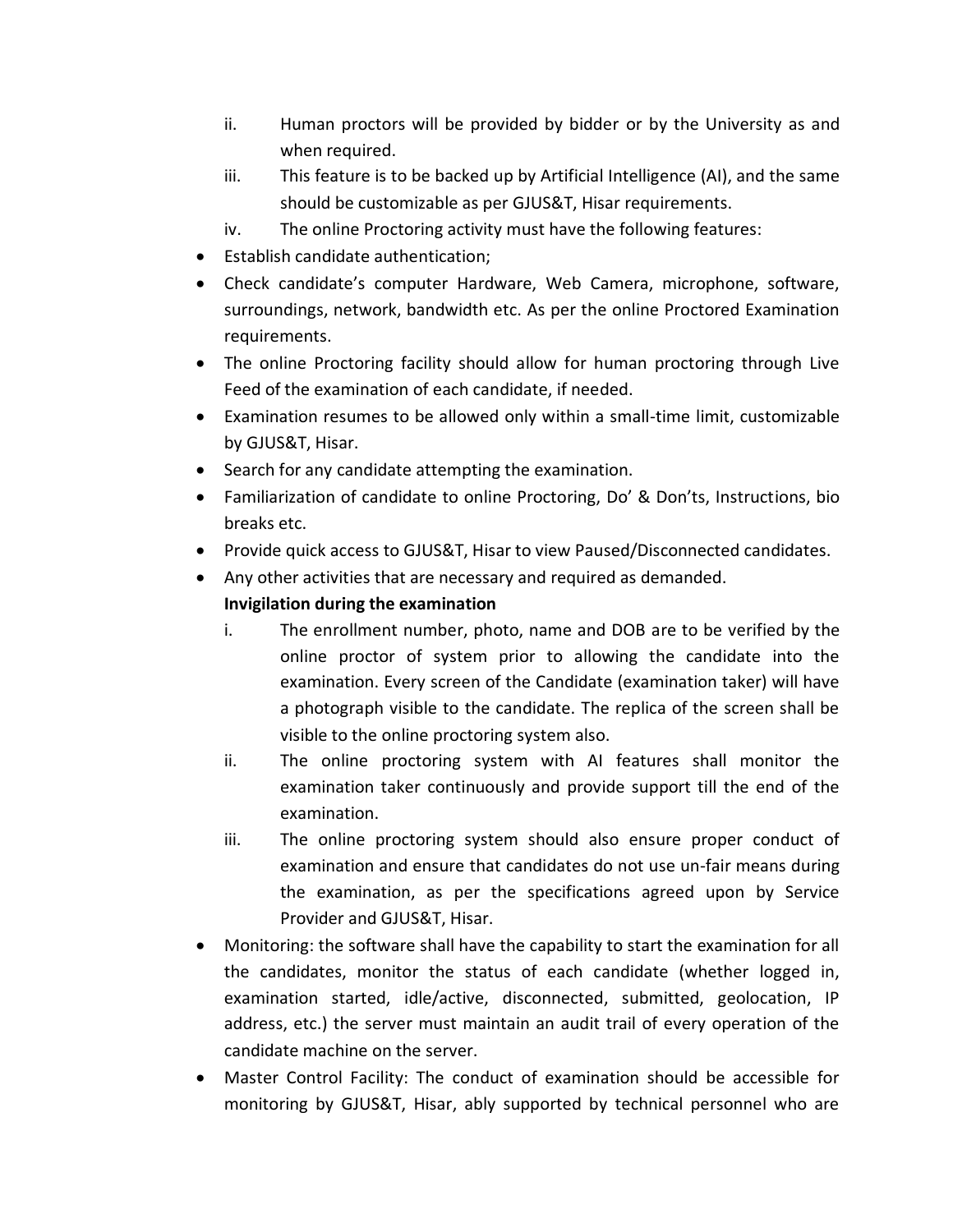ii. Human proctors will be provided by bidder or by the University as and when required.

iii. This feature is to be backed up by Artificial Intelligence (AI), and the same should be customizable as per GJUS&T, Hisar requirements.

iv. The online Proctoring activity must have the following features:

- Establish candidate authentication;
- Check candidate's computer Hardware, Web Camera, microphone, software, surroundings, network, bandwidth etc. As per the online Proctored Examination requirements.
- The online Proctoring facility should allow for human proctoring through Live Feed of the examination of each candidate, if needed.
- Examination resumes to be allowed only within a small-time limit, customizable by GJUS&T, Hisar.
- Search for any candidate attempting the examination.
- Familiarization of candidate to online Proctoring, Do' & Don'ts, Instructions, bio breaks etc.
- Provide quick access to GJUS&T, Hisar to view Paused/Disconnected candidates.
- Any other activities that are necessary and required as demanded.

**Invigilation during the examination**

i. The enrollment number, photo, name and DOB are to be verified by the online proctor of system prior to allowing the candidate into the examination. Every screen of the Candidate (examination taker) will have a photograph visible to the candidate. The replica of the screen shall be visible to the online proctoring system also.

ii. The online proctoring system with AI features shall monitor the examination taker continuously and provide support till the end of the examination.

iii. The online proctoring system should also ensure proper conduct of examination and ensure that candidates do not use un-fair means during the examination, as per the specifications agreed upon by Service Provider and GJUS&T, Hisar.

- Monitoring: the software shall have the capability to start the examination for all the candidates, monitor the status of each candidate (whether logged in, examination started, idle/active, disconnected, submitted, geolocation, IP address, etc.) the server must maintain an audit trail of every operation of the candidate machine on the server.
- Master Control Facility: The conduct of examination should be accessible for monitoring by GJUS&T, Hisar, ably supported by technical personnel who are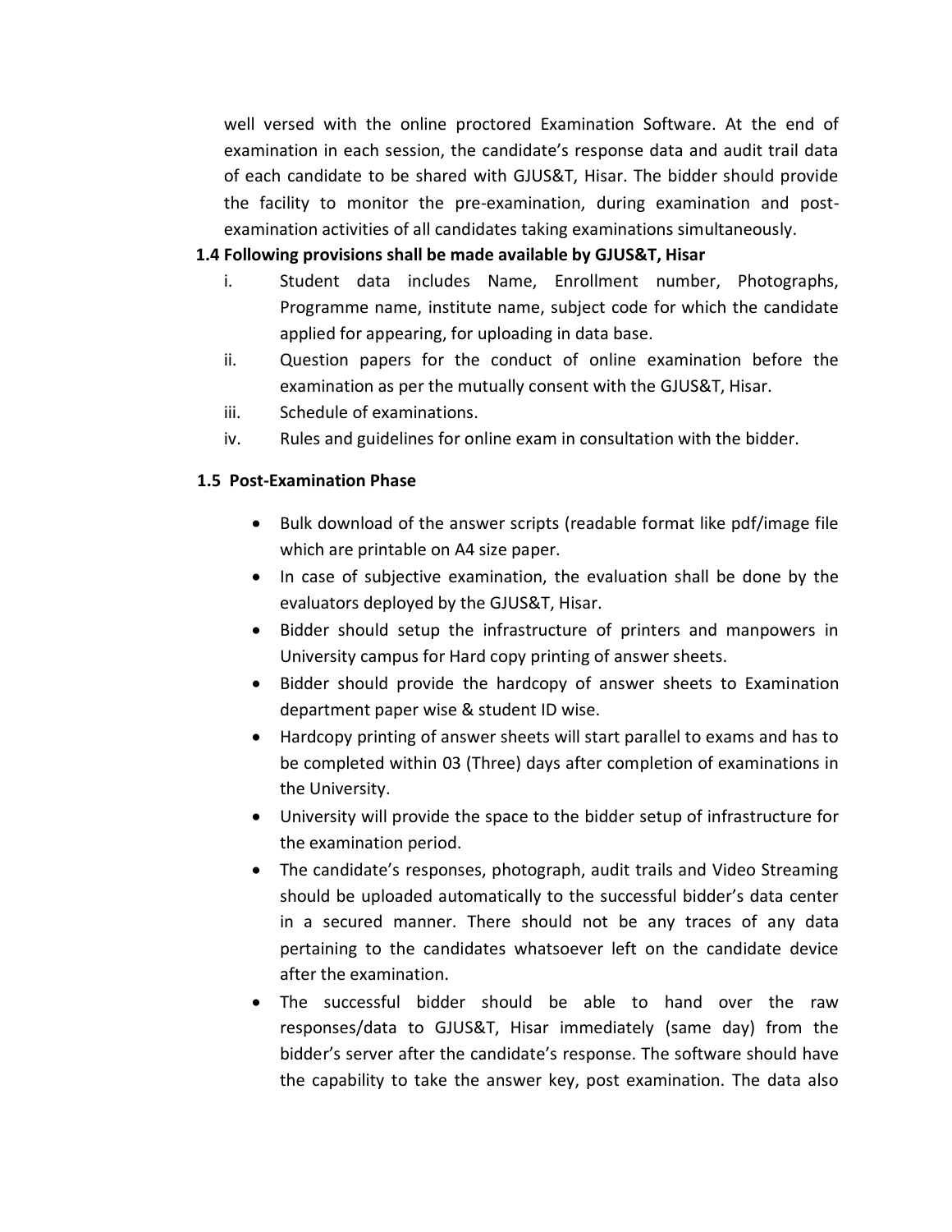well versed with the online proctored Examination Software. At the end of examination in each session, the candidate's response data and audit trail data of each candidate to be shared with GJUS&T, Hisar. The bidder should provide the facility to monitor the pre-examination, during examination and post-examination activities of all candidates taking examinations simultaneously.

**1.4 Following provisions shall be made available by GJUS&T, Hisar**

i. Student data includes Name, Enrollment number, Photographs, Programme name, institute name, subject code for which the candidate applied for appearing, for uploading in data base.

ii. Question papers for the conduct of online examination before the examination as per the mutually consent with the GJUS&T, Hisar.

iii. Schedule of examinations.

iv. Rules and guidelines for online exam in consultation with the bidder.

**1.5 Post-Examination Phase**

- Bulk download of the answer scripts (readable format like pdf/image file which are printable on A4 size paper.
- In case of subjective examination, the evaluation shall be done by the evaluators deployed by the GJUS&T, Hisar.
- Bidder should setup the infrastructure of printers and manpowers in University campus for Hard copy printing of answer sheets.
- Bidder should provide the hardcopy of answer sheets to Examination department paper wise & student ID wise.
- Hardcopy printing of answer sheets will start parallel to exams and has to be completed within 03 (Three) days after completion of examinations in the University.
- University will provide the space to the bidder setup of infrastructure for the examination period.
- The candidate's responses, photograph, audit trails and Video Streaming should be uploaded automatically to the successful bidder's data center in a secured manner. There should not be any traces of any data pertaining to the candidates whatsoever left on the candidate device after the examination.
- The successful bidder should be able to hand over the raw responses/data to GJUS&T, Hisar immediately (same day) from the bidder's server after the candidate's response. The software should have the capability to take the answer key, post examination. The data also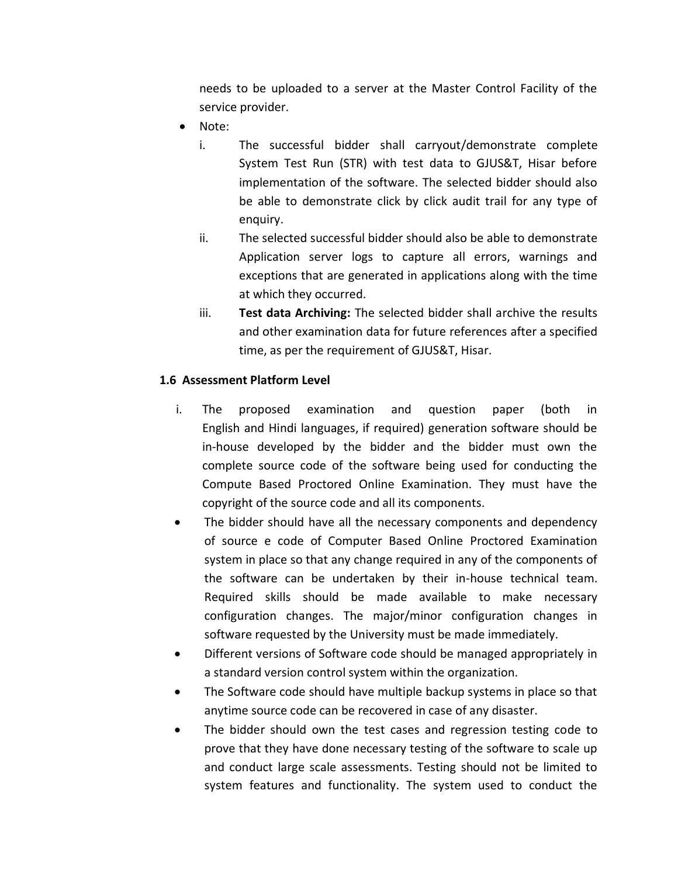needs to be uploaded to a server at the Master Control Facility of the service provider.

- Note:
    i. The successful bidder shall carryout/demonstrate complete System Test Run (STR) with test data to GJUS&T, Hisar before implementation of the software. The selected bidder should also be able to demonstrate click by click audit trail for any type of enquiry.
    ii. The selected successful bidder should also be able to demonstrate Application server logs to capture all errors, warnings and exceptions that are generated in applications along with the time at which they occurred.
    iii. **Test data Archiving:** The selected bidder shall archive the results and other examination data for future references after a specified time, as per the requirement of GJUS&T, Hisar.

**1.6 Assessment Platform Level**

i. The proposed examination and question paper (both in English and Hindi languages, if required) generation software should be in-house developed by the bidder and the bidder must own the complete source code of the software being used for conducting the Compute Based Proctored Online Examination. They must have the copyright of the source code and all its components.

- The bidder should have all the necessary components and dependency of source e code of Computer Based Online Proctored Examination system in place so that any change required in any of the components of the software can be undertaken by their in-house technical team. Required skills should be made available to make necessary configuration changes. The major/minor configuration changes in software requested by the University must be made immediately.
- Different versions of Software code should be managed appropriately in a standard version control system within the organization.
- The Software code should have multiple backup systems in place so that anytime source code can be recovered in case of any disaster.
- The bidder should own the test cases and regression testing code to prove that they have done necessary testing of the software to scale up and conduct large scale assessments. Testing should not be limited to system features and functionality. The system used to conduct the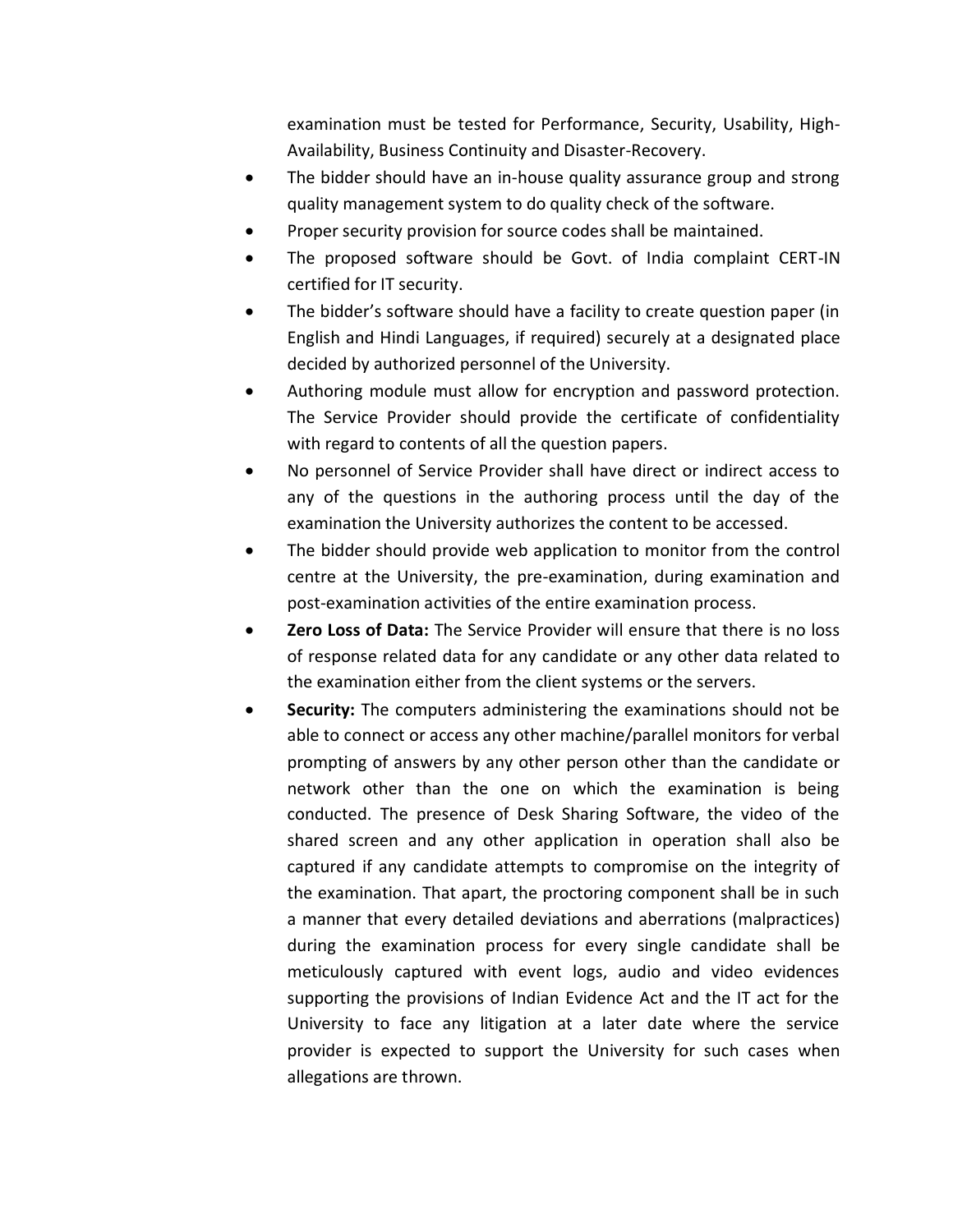examination must be tested for Performance, Security, Usability, High-Availability, Business Continuity and Disaster-Recovery.

- The bidder should have an in-house quality assurance group and strong quality management system to do quality check of the software.
- Proper security provision for source codes shall be maintained.
- The proposed software should be Govt. of India complaint CERT-IN certified for IT security.
- The bidder's software should have a facility to create question paper (in English and Hindi Languages, if required) securely at a designated place decided by authorized personnel of the University.
- Authoring module must allow for encryption and password protection. The Service Provider should provide the certificate of confidentiality with regard to contents of all the question papers.
- No personnel of Service Provider shall have direct or indirect access to any of the questions in the authoring process until the day of the examination the University authorizes the content to be accessed.
- The bidder should provide web application to monitor from the control centre at the University, the pre-examination, during examination and post-examination activities of the entire examination process.
- **Zero Loss of Data:** The Service Provider will ensure that there is no loss of response related data for any candidate or any other data related to the examination either from the client systems or the servers.
- **Security:** The computers administering the examinations should not be able to connect or access any other machine/parallel monitors for verbal prompting of answers by any other person other than the candidate or network other than the one on which the examination is being conducted. The presence of Desk Sharing Software, the video of the shared screen and any other application in operation shall also be captured if any candidate attempts to compromise on the integrity of the examination. That apart, the proctoring component shall be in such a manner that every detailed deviations and aberrations (malpractices) during the examination process for every single candidate shall be meticulously captured with event logs, audio and video evidences supporting the provisions of Indian Evidence Act and the IT act for the University to face any litigation at a later date where the service provider is expected to support the University for such cases when allegations are thrown.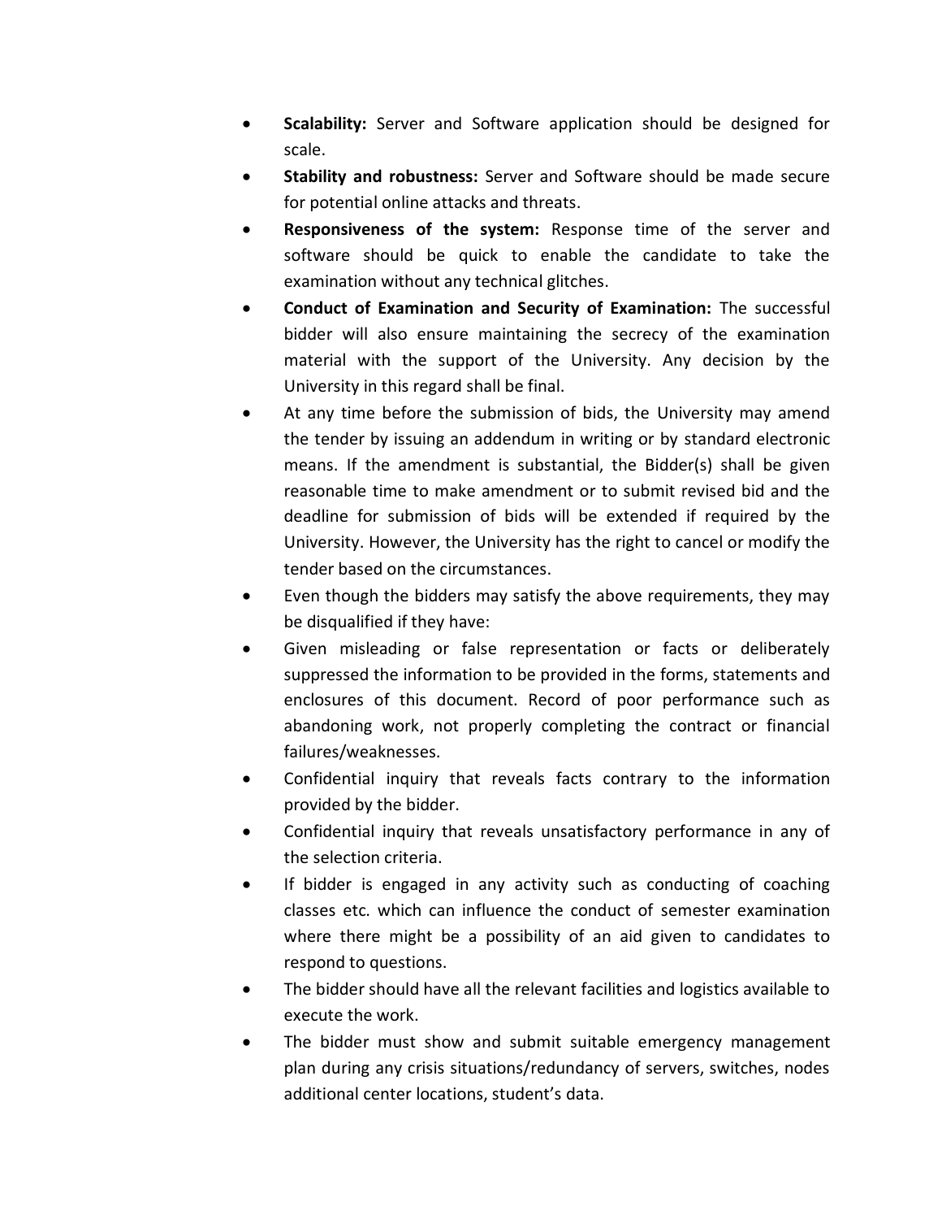- **Scalability:** Server and Software application should be designed for scale.
- **Stability and robustness:** Server and Software should be made secure for potential online attacks and threats.
- **Responsiveness of the system:** Response time of the server and software should be quick to enable the candidate to take the examination without any technical glitches.
- **Conduct of Examination and Security of Examination:** The successful bidder will also ensure maintaining the secrecy of the examination material with the support of the University. Any decision by the University in this regard shall be final.
- At any time before the submission of bids, the University may amend the tender by issuing an addendum in writing or by standard electronic means. If the amendment is substantial, the Bidder(s) shall be given reasonable time to make amendment or to submit revised bid and the deadline for submission of bids will be extended if required by the University. However, the University has the right to cancel or modify the tender based on the circumstances.
- Even though the bidders may satisfy the above requirements, they may be disqualified if they have:
- Given misleading or false representation or facts or deliberately suppressed the information to be provided in the forms, statements and enclosures of this document. Record of poor performance such as abandoning work, not properly completing the contract or financial failures/weaknesses.
- Confidential inquiry that reveals facts contrary to the information provided by the bidder.
- Confidential inquiry that reveals unsatisfactory performance in any of the selection criteria.
- If bidder is engaged in any activity such as conducting of coaching classes etc. which can influence the conduct of semester examination where there might be a possibility of an aid given to candidates to respond to questions.
- The bidder should have all the relevant facilities and logistics available to execute the work.
- The bidder must show and submit suitable emergency management plan during any crisis situations/redundancy of servers, switches, nodes additional center locations, student's data.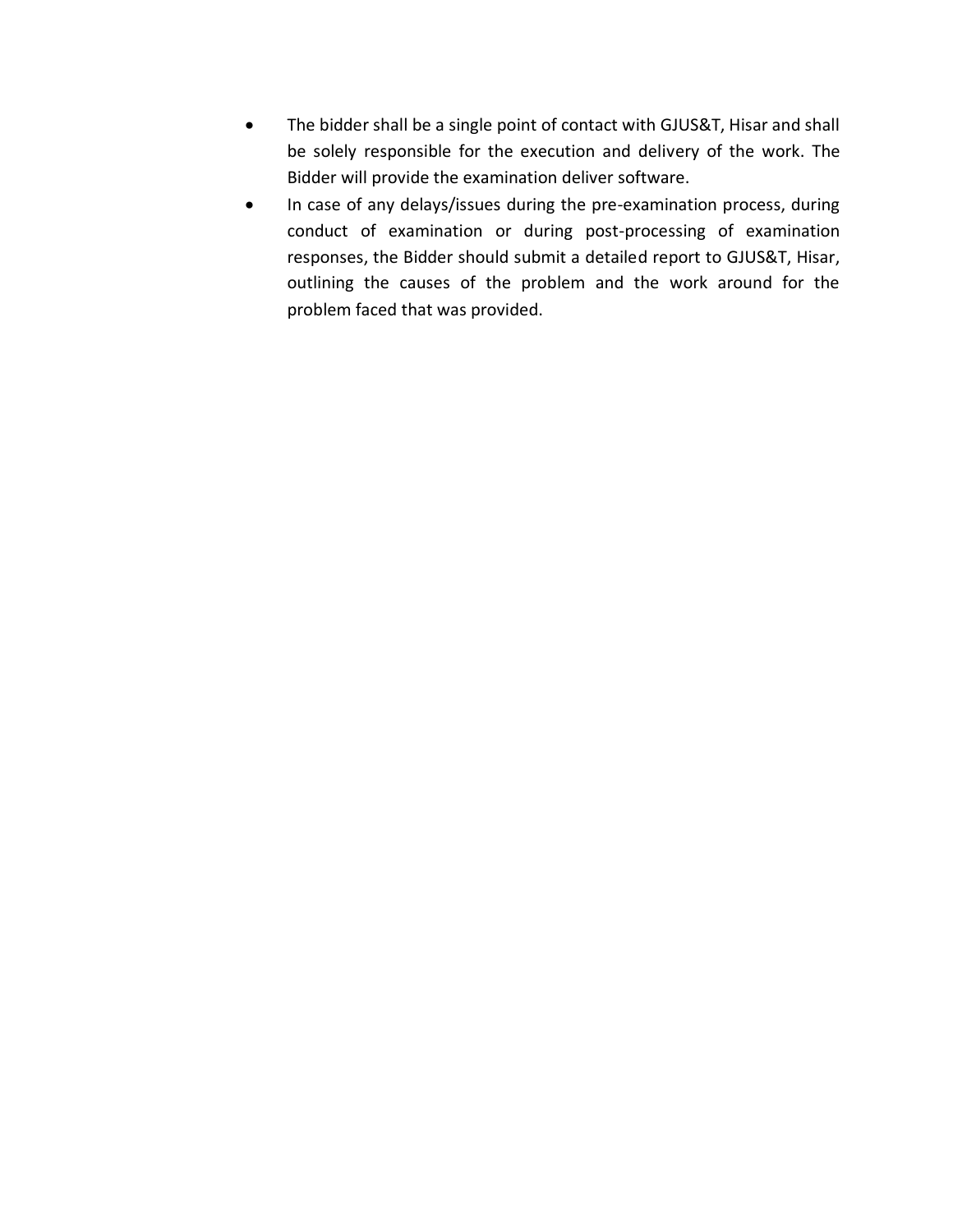- The bidder shall be a single point of contact with GJUS&T, Hisar and shall be solely responsible for the execution and delivery of the work. The Bidder will provide the examination deliver software.
- In case of any delays/issues during the pre-examination process, during conduct of examination or during post-processing of examination responses, the Bidder should submit a detailed report to GJUS&T, Hisar, outlining the causes of the problem and the work around for the problem faced that was provided.